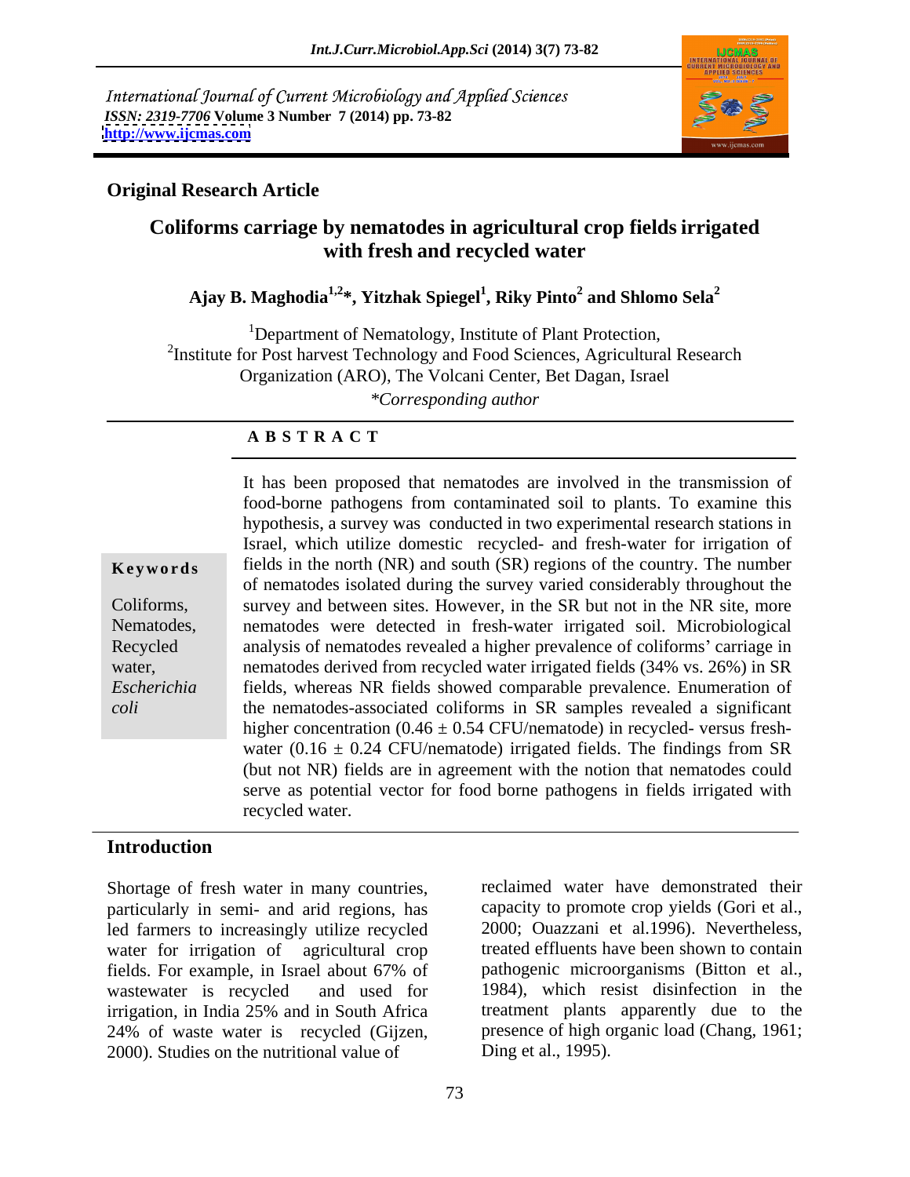International Journal of Current Microbiology and Applied Sciences
*ISSN: 2319-7706* **Volume 3 Number 7 (2014) pp. 73-82**
**http://www.ijcmas.com**

**Original Research Article**

# Coliforms carriage by nematodes in agricultural crop fields irrigated with fresh and recycled water

**Ajay B. Maghodia[1,2]*, Yitzhak Spiegel[1], Riky Pinto[2] and Shlomo Sela[2]**

[1]Department of Nematology, Institute of Plant Protection,
[2]Institute for Post harvest Technology and Food Sciences, Agricultural Research Organization (ARO), The Volcani Center, Bet Dagan, Israel

*\*Corresponding author*

## ABSTRACT

**Keywords**

Coliforms, Nematodes, Recycled water, *Escherichia coli*

It has been proposed that nematodes are involved in the transmission of food-borne pathogens from contaminated soil to plants. To examine this hypothesis, a survey was conducted in two experimental research stations in Israel, which utilize domestic recycled- and fresh-water for irrigation of fields in the north (NR) and south (SR) regions of the country. The number of nematodes isolated during the survey varied considerably throughout the survey and between sites. However, in the SR but not in the NR site, more nematodes were detected in fresh-water irrigated soil. Microbiological analysis of nematodes revealed a higher prevalence of coliforms' carriage in nematodes derived from recycled water irrigated fields (34% vs. 26%) in SR fields, whereas NR fields showed comparable prevalence. Enumeration of the nematodes-associated coliforms in SR samples revealed a significant higher concentration ($0.46 \pm 0.54$ CFU/nematode) in recycled- versus fresh-water ($0.16 \pm 0.24$ CFU/nematode) irrigated fields. The findings from SR (but not NR) fields are in agreement with the notion that nematodes could serve as potential vector for food borne pathogens in fields irrigated with recycled water.

## Introduction

Shortage of fresh water in many countries, particularly in semi- and arid regions, has led farmers to increasingly utilize recycled water for irrigation of agricultural crop fields. For example, in Israel about 67% of wastewater is recycled and used for irrigation, in India 25% and in South Africa 24% of waste water is recycled (Gijzen, 2000). Studies on the nutritional value of reclaimed water have demonstrated their capacity to promote crop yields (Gori et al., 2000; Ouazzani et al.1996). Nevertheless, treated effluents have been shown to contain pathogenic microorganisms (Bitton et al., 1984), which resist disinfection in the treatment plants apparently due to the presence of high organic load (Chang, 1961; Ding et al., 1995).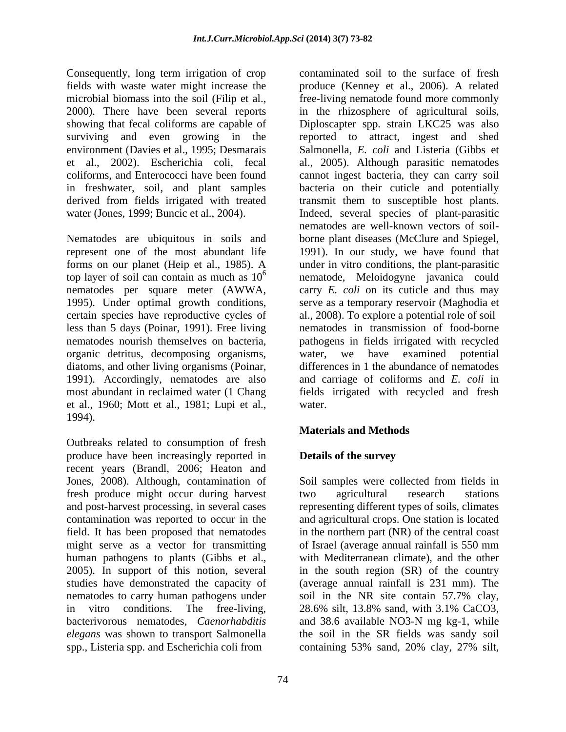Consequently, long term irrigation of crop fields with waste water might increase the microbial biomass into the soil (Filip et al., 2000). There have been several reports showing that fecal coliforms are capable of surviving and even growing in the environment (Davies et al., 1995; Desmarais et al., 2002). Escherichia coli, fecal coliforms, and Enterococci have been found in freshwater, soil, and plant samples derived from fields irrigated with treated water (Jones, 1999; Buncic et al., 2004).

Nematodes are ubiquitous in soils and represent one of the most abundant life forms on our planet (Heip et al., 1985). A top layer of soil can contain as much as $10^6$ nematodes per square meter (AWWA, 1995). Under optimal growth conditions, certain species have reproductive cycles of less than 5 days (Poinar, 1991). Free living nematodes nourish themselves on bacteria, organic detritus, decomposing organisms, diatoms, and other living organisms (Poinar, 1991). Accordingly, nematodes are also most abundant in reclaimed water (1 Chang et al., 1960; Mott et al., 1981; Lupi et al., 1994).

Outbreaks related to consumption of fresh produce have been increasingly reported in recent years (Brandl, 2006; Heaton and Jones, 2008). Although, contamination of fresh produce might occur during harvest and post-harvest processing, in several cases contamination was reported to occur in the field. It has been proposed that nematodes might serve as a vector for transmitting human pathogens to plants (Gibbs et al., 2005). In support of this notion, several studies have demonstrated the capacity of nematodes to carry human pathogens under in vitro conditions. The free-living, bacterivorous nematodes, *Caenorhabditis elegans* was shown to transport Salmonella spp., Listeria spp. and Escherichia coli from contaminated soil to the surface of fresh produce (Kenney et al., 2006). A related free-living nematode found more commonly in the rhizosphere of agricultural soils, Diploscapter spp. strain LKC25 was also reported to attract, ingest and shed Salmonella, *E. coli* and Listeria (Gibbs et al., 2005). Although parasitic nematodes cannot ingest bacteria, they can carry soil bacteria on their cuticle and potentially transmit them to susceptible host plants. Indeed, several species of plant-parasitic nematodes are well-known vectors of soil-borne plant diseases (McClure and Spiegel, 1991). In our study, we have found that under in vitro conditions, the plant-parasitic nematode, Meloidogyne javanica could carry *E. coli* on its cuticle and thus may serve as a temporary reservoir (Maghodia et al., 2008). To explore a potential role of soil nematodes in transmission of food-borne pathogens in fields irrigated with recycled water, we have examined potential differences in 1 the abundance of nematodes and carriage of coliforms and *E. coli* in fields irrigated with recycled and fresh water.

## Materials and Methods

### Details of the survey

Soil samples were collected from fields in two agricultural research stations representing different types of soils, climates and agricultural crops. One station is located in the northern part (NR) of the central coast of Israel (average annual rainfall is 550 mm with Mediterranean climate), and the other in the south region (SR) of the country (average annual rainfall is 231 mm). The soil in the NR site contain 57.7% clay, 28.6% silt, 13.8% sand, with 3.1% $CaCO_3$, and 38.6 available $NO_3$-N mg kg-1, while the soil in the SR fields was sandy soil containing 53% sand, 20% clay, 27% silt,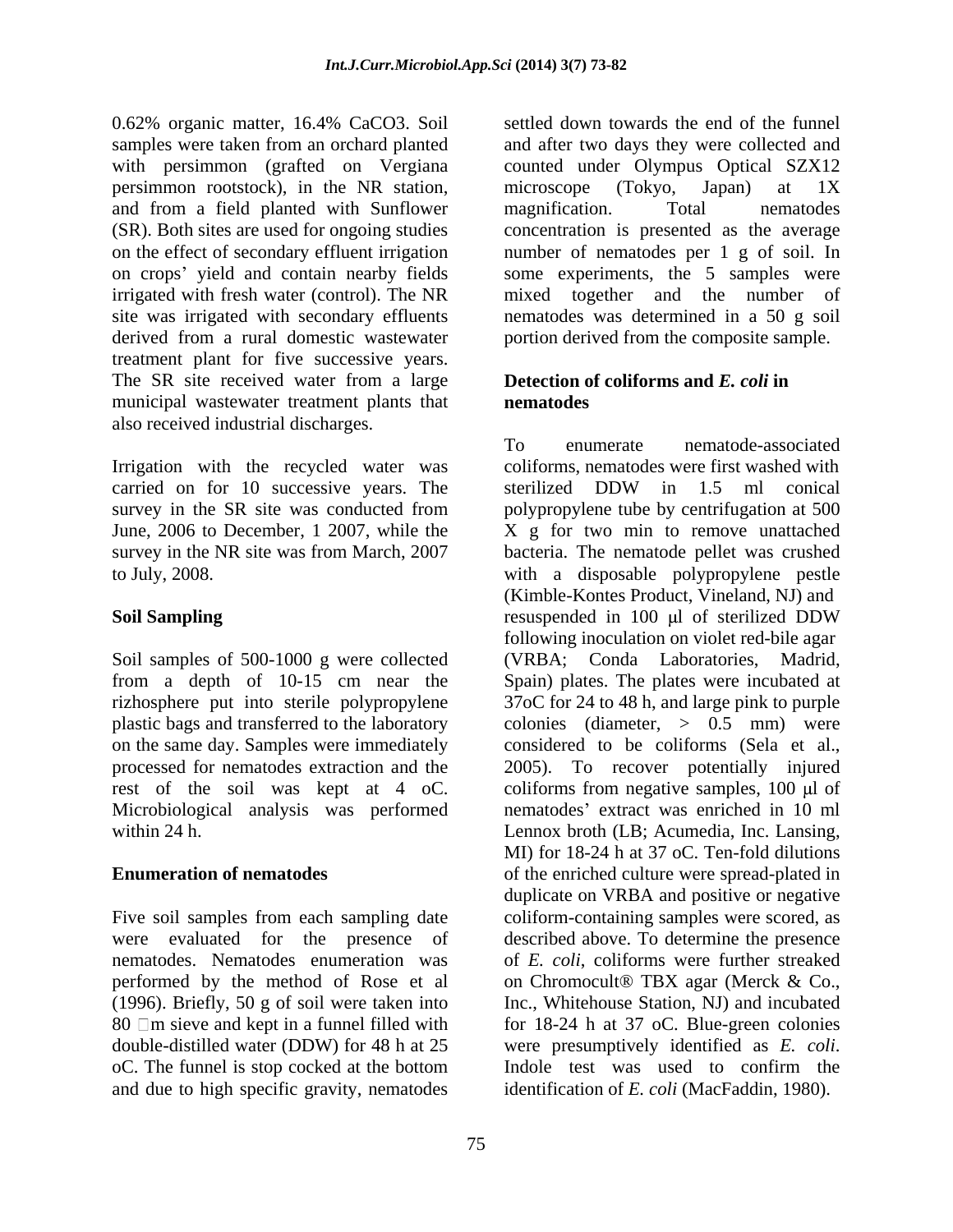0.62% organic matter, 16.4% $CaCO_3$. Soil samples were taken from an orchard planted with persimmon (grafted on Vergiana persimmon rootstock), in the NR station, and from a field planted with Sunflower (SR). Both sites are used for ongoing studies on the effect of secondary effluent irrigation on crops' yield and contain nearby fields irrigated with fresh water (control). The NR site was irrigated with secondary effluents derived from a rural domestic wastewater treatment plant for five successive years. The SR site received water from a large municipal wastewater treatment plants that also received industrial discharges.

Irrigation with the recycled water was carried on for 10 successive years. The survey in the SR site was conducted from June, 2006 to December, 1 2007, while the survey in the NR site was from March, 2007 to July, 2008.

### Soil Sampling

Soil samples of 500-1000 g were collected from a depth of 10-15 cm near the rizhosphere put into sterile polypropylene plastic bags and transferred to the laboratory on the same day. Samples were immediately processed for nematodes extraction and the rest of the soil was kept at 4 oC. Microbiological analysis was performed within 24 h.

### Enumeration of nematodes

Five soil samples from each sampling date were evaluated for the presence of nematodes. Nematodes enumeration was performed by the method of Rose et al (1996). Briefly, 50 g of soil were taken into 80 m sieve and kept in a funnel filled with double-distilled water (DDW) for 48 h at 25 oC. The funnel is stop cocked at the bottom and due to high specific gravity, nematodes settled down towards the end of the funnel and after two days they were collected and counted under Olympus Optical SZX12 microscope (Tokyo, Japan) at 1X magnification. Total nematodes concentration is presented as the average number of nematodes per 1 g of soil. In some experiments, the 5 samples were mixed together and the number of nematodes was determined in a 50 g soil portion derived from the composite sample.

### Detection of coliforms and *E. coli* in nematodes

To enumerate nematode-associated coliforms, nematodes were first washed with sterilized DDW in 1.5 ml conical polypropylene tube by centrifugation at 500 X g for two min to remove unattached bacteria. The nematode pellet was crushed with a disposable polypropylene pestle (Kimble-Kontes Product, Vineland, NJ) and resuspended in 100 μl of sterilized DDW following inoculation on violet red-bile agar (VRBA; Conda Laboratories, Madrid, Spain) plates. The plates were incubated at 37oC for 24 to 48 h, and large pink to purple colonies (diameter, > 0.5 mm) were considered to be coliforms (Sela et al., 2005). To recover potentially injured coliforms from negative samples, 100 μl of nematodes' extract was enriched in 10 ml Lennox broth (LB; Acumedia, Inc. Lansing, MI) for 18-24 h at 37 oC. Ten-fold dilutions of the enriched culture were spread-plated in duplicate on VRBA and positive or negative coliform-containing samples were scored, as described above. To determine the presence of *E. coli*, coliforms were further streaked on Chromocult® TBX agar (Merck & Co., Inc., Whitehouse Station, NJ) and incubated for 18-24 h at 37 oC. Blue-green colonies were presumptively identified as *E. coli*. Indole test was used to confirm the identification of *E. coli* (MacFaddin, 1980).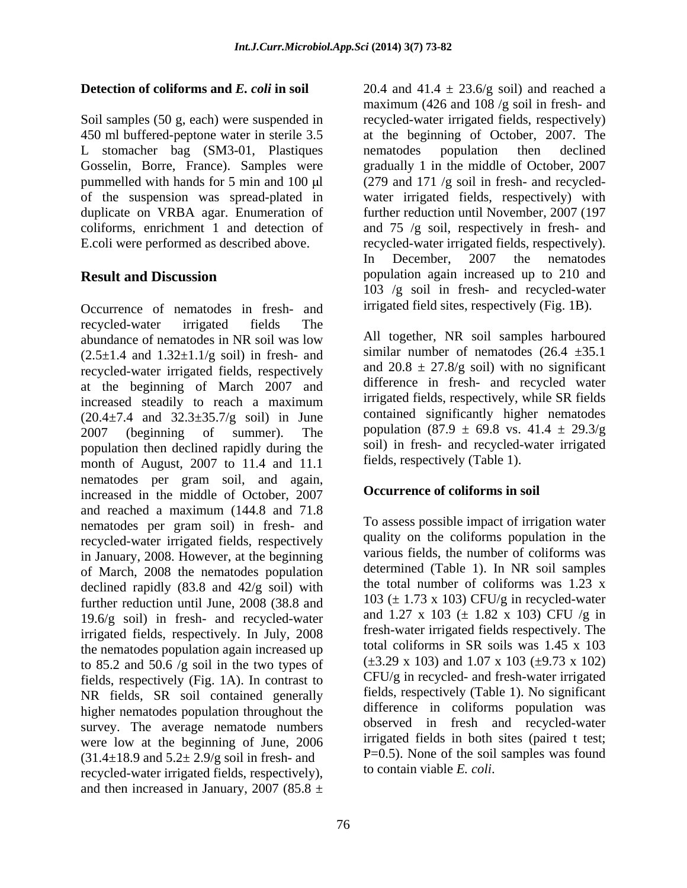## Detection of coliforms and *E. coli* in soil

Soil samples (50 g, each) were suspended in 450 ml buffered-peptone water in sterile 3.5 L stomacher bag (SM3-01, Plastiques Gosselin, Borre, France). Samples were pummelled with hands for 5 min and 100 µl of the suspension was spread-plated in duplicate on VRBA agar. Enumeration of coliforms, enrichment 1 and detection of E.coli were performed as described above.

## Result and Discussion

Occurrence of nematodes in fresh- and recycled-water irrigated fields The abundance of nematodes in NR soil was low (2.5±1.4 and 1.32±1.1/g soil) in fresh- and recycled-water irrigated fields, respectively at the beginning of March 2007 and increased steadily to reach a maximum (20.4±7.4 and 32.3±35.7/g soil) in June 2007 (beginning of summer). The population then declined rapidly during the month of August, 2007 to 11.4 and 11.1 nematodes per gram soil, and again, increased in the middle of October, 2007 and reached a maximum (144.8 and 71.8 nematodes per gram soil) in fresh- and recycled-water irrigated fields, respectively in January, 2008. However, at the beginning of March, 2008 the nematodes population declined rapidly (83.8 and 42/g soil) with further reduction until June, 2008 (38.8 and 19.6/g soil) in fresh- and recycled-water irrigated fields, respectively. In July, 2008 the nematodes population again increased up to 85.2 and 50.6 /g soil in the two types of fields, respectively (Fig. 1A). In contrast to NR fields, SR soil contained generally higher nematodes population throughout the survey. The average nematode numbers were low at the beginning of June, 2006 (31.4±18.9 and 5.2± 2.9/g soil in fresh- and recycled-water irrigated fields, respectively), and then increased in January, 2007 (85.8 ± 20.4 and 41.4 ± 23.6/g soil) and reached a maximum (426 and 108 /g soil in fresh- and recycled-water irrigated fields, respectively) at the beginning of October, 2007. The nematodes population then declined gradually 1 in the middle of October, 2007 (279 and 171 /g soil in fresh- and recycled-water irrigated fields, respectively) with further reduction until November, 2007 (197 and 75 /g soil, respectively in fresh- and recycled-water irrigated fields, respectively). In December, 2007 the nematodes population again increased up to 210 and 103 /g soil in fresh- and recycled-water irrigated field sites, respectively (Fig. 1B).

All together, NR soil samples harboured similar number of nematodes (26.4 ±35.1 and 20.8 ± 27.8/g soil) with no significant difference in fresh- and recycled water irrigated fields, respectively, while SR fields contained significantly higher nematodes population (87.9 ± 69.8 vs. 41.4 ± 29.3/g soil) in fresh- and recycled-water irrigated fields, respectively (Table 1).

### Occurrence of coliforms in soil

To assess possible impact of irrigation water quality on the coliforms population in the various fields, the number of coliforms was determined (Table 1). In NR soil samples the total number of coliforms was 1.23 x 103 (± 1.73 x 103) CFU/g in recycled-water and 1.27 x 103 (± 1.82 x 103) CFU /g in fresh-water irrigated fields respectively. The total coliforms in SR soils was 1.45 x 103 (±3.29 x 103) and 1.07 x 103 (±9.73 x 102) CFU/g in recycled- and fresh-water irrigated fields, respectively (Table 1). No significant difference in coliforms population was observed in fresh and recycled-water irrigated fields in both sites (paired t test; P=0.5). None of the soil samples was found to contain viable *E. coli*.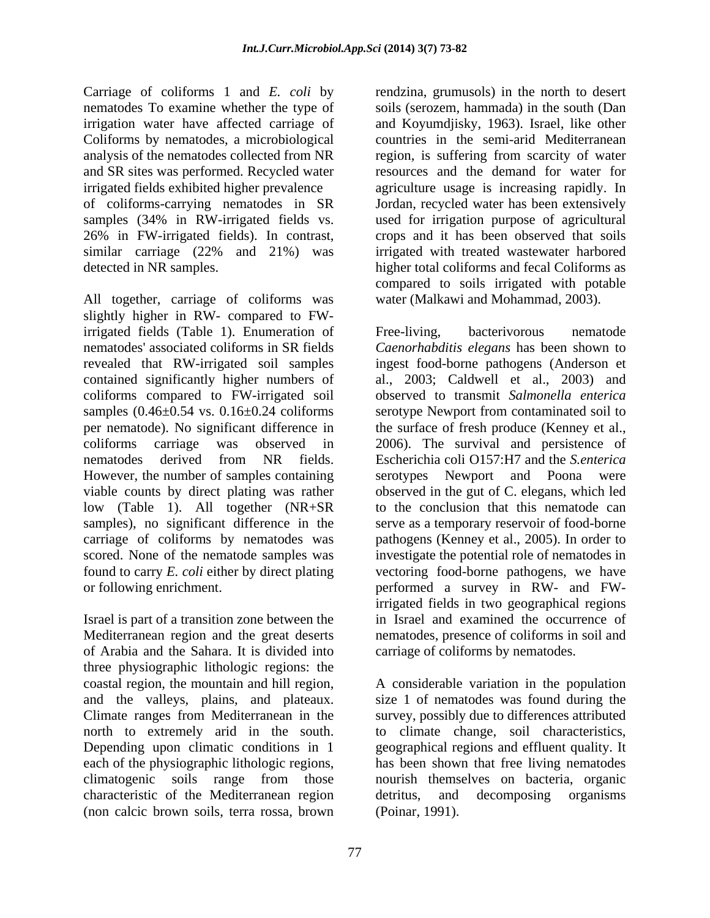Carriage of coliforms 1 and *E. coli* by nematodes To examine whether the type of irrigation water have affected carriage of Coliforms by nematodes, a microbiological analysis of the nematodes collected from NR and SR sites was performed. Recycled water irrigated fields exhibited higher prevalence of coliforms-carrying nematodes in SR samples (34% in RW-irrigated fields vs. 26% in FW-irrigated fields). In contrast, similar carriage (22% and 21%) was detected in NR samples.

All together, carriage of coliforms was slightly higher in RW- compared to FW-irrigated fields (Table 1). Enumeration of nematodes' associated coliforms in SR fields revealed that RW-irrigated soil samples contained significantly higher numbers of coliforms compared to FW-irrigated soil samples (0.46±0.54 vs. 0.16±0.24 coliforms per nematode). No significant difference in coliforms carriage was observed in nematodes derived from NR fields. However, the number of samples containing viable counts by direct plating was rather low (Table 1). All together (NR+SR samples), no significant difference in the carriage of coliforms by nematodes was scored. None of the nematode samples was found to carry *E. coli* either by direct plating or following enrichment.

Israel is part of a transition zone between the Mediterranean region and the great deserts of Arabia and the Sahara. It is divided into three physiographic lithologic regions: the coastal region, the mountain and hill region, and the valleys, plains, and plateaux. Climate ranges from Mediterranean in the north to extremely arid in the south. Depending upon climatic conditions in 1 each of the physiographic lithologic regions, climatogenic soils range from those characteristic of the Mediterranean region (non calcic brown soils, terra rossa, brown rendzina, grumusols) in the north to desert soils (serozem, hammada) in the south (Dan and Koyumdjisky, 1963). Israel, like other countries in the semi-arid Mediterranean region, is suffering from scarcity of water resources and the demand for water for agriculture usage is increasing rapidly. In Jordan, recycled water has been extensively used for irrigation purpose of agricultural crops and it has been observed that soils irrigated with treated wastewater harbored higher total coliforms and fecal Coliforms as compared to soils irrigated with potable water (Malkawi and Mohammad, 2003).

Free-living, bacterivorous nematode *Caenorhabditis elegans* has been shown to ingest food-borne pathogens (Anderson et al., 2003; Caldwell et al., 2003) and observed to transmit *Salmonella enterica* serotype Newport from contaminated soil to the surface of fresh produce (Kenney et al., 2006). The survival and persistence of Escherichia coli O157:H7 and the *S.enterica* serotypes Newport and Poona were observed in the gut of C. elegans, which led to the conclusion that this nematode can serve as a temporary reservoir of food-borne pathogens (Kenney et al., 2005). In order to investigate the potential role of nematodes in vectoring food-borne pathogens, we have performed a survey in RW- and FW-irrigated fields in two geographical regions in Israel and examined the occurrence of nematodes, presence of coliforms in soil and carriage of coliforms by nematodes.

A considerable variation in the population size 1 of nematodes was found during the survey, possibly due to differences attributed to climate change, soil characteristics, geographical regions and effluent quality. It has been shown that free living nematodes nourish themselves on bacteria, organic detritus, and decomposing organisms (Poinar, 1991).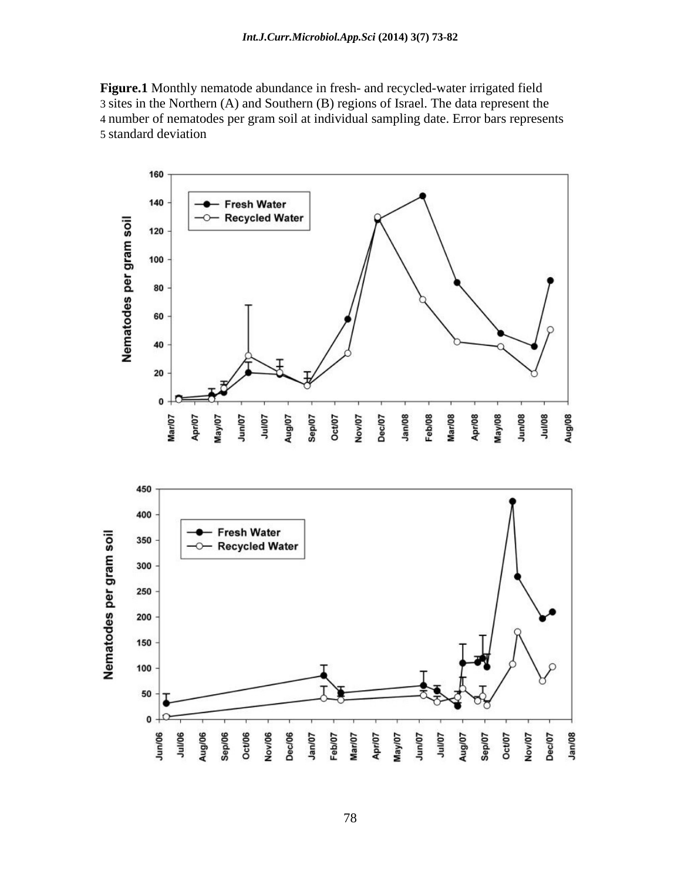**Figure.1** Monthly nematode abundance in fresh- and recycled-water irrigated field sites in the Northern (A) and Southern (B) regions of Israel. The data represent the number of nematodes per gram soil at individual sampling date. Error bars represents standard deviation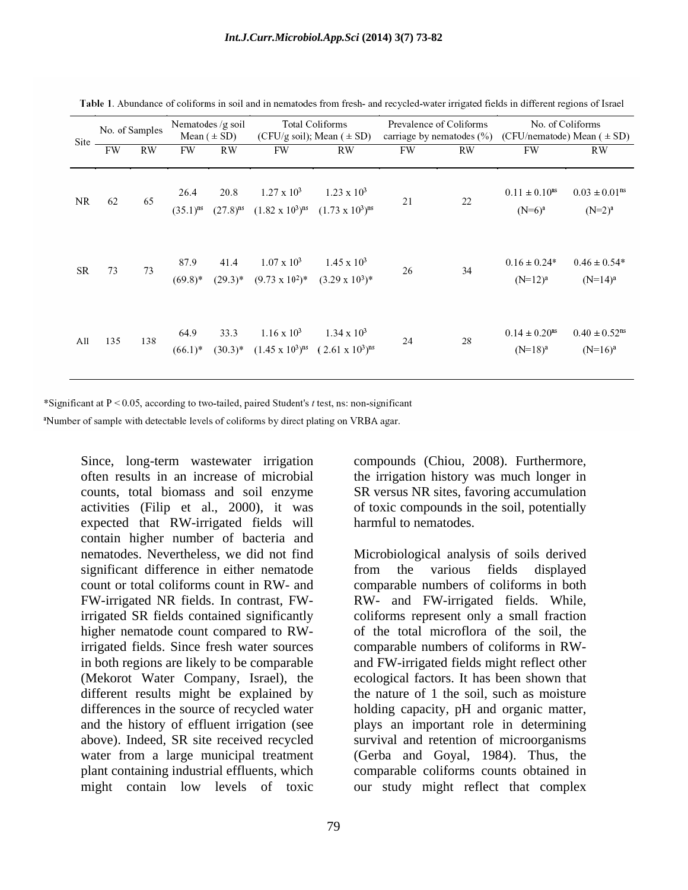**Table 1**. Abundance of coliforms in soil and in nematodes from fresh- and recycled-water irrigated fields in different regions of Israel

| Site | No. of Samples | | Nematodes /g soil Mean (± SD) | | Total Coliforms (CFU/g soil); Mean (± SD) | | Prevalence of Coliforms carriage by nematodes (%) | | No. of Coliforms (CFU/nematode) Mean (± SD) | |
|---|---|---|---|---|---|---|---|---|---|---|
| | FW | RW | FW | RW | FW | RW | FW | RW | FW | RW |
| NR | 62 | 65 | 26.4 $(35.1)^{ns}$ | 20.8 $(27.8)^{ns}$ | $1.27 \times 10^3$ $(1.82 \times 10^3)^{ns}$ | $1.23 \times 10^3$ $(1.73 \times 10^3)^{ns}$ | 21 | 22 | $0.11 \pm 0.10^{ns}$ (N=6)[a] | $0.03 \pm 0.01^{ns}$ (N=2)[a] |
| SR | 73 | 73 | 87.9 $(69.8)^{*}$ | 41.4 $(29.3)^{*}$ | $1.07 \times 10^3$ $(9.73 \times 10^2)^{*}$ | $1.45 \times 10^3$ $(3.29 \times 10^3)^{*}$ | 26 | 34 | $0.16 \pm 0.24^{*}$ (N=12)[a] | $0.46 \pm 0.54^{*}$ (N=14)[a] |
| All | 135 | 138 | 64.9 $(66.1)^{*}$ | 33.3 $(30.3)^{*}$ | $1.16 \times 10^3$ $(1.45 \times 10^3)^{ns}$ | $1.34 \times 10^3$ $(2.61 \times 10^3)^{ns}$ | 24 | 28 | $0.14 \pm 0.20^{ns}$ (N=18)[a] | $0.40 \pm 0.52^{ns}$ (N=16)[a] |

*Significant at $P < 0.05$, according to two-tailed, paired Student's *t* test, ns: non-significant

[a]Number of sample with detectable levels of coliforms by direct plating on VRBA agar.

Since, long-term wastewater irrigation often results in an increase of microbial counts, total biomass and soil enzyme activities (Filip et al., 2000), it was expected that RW-irrigated fields will contain higher number of bacteria and nematodes. Nevertheless, we did not find significant difference in either nematode count or total coliforms count in RW- and FW-irrigated NR fields. In contrast, FW-irrigated SR fields contained significantly higher nematode count compared to RW-irrigated fields. Since fresh water sources in both regions are likely to be comparable (Mekorot Water Company, Israel), the different results might be explained by differences in the source of recycled water and the history of effluent irrigation (see above). Indeed, SR site received recycled water from a large municipal treatment plant containing industrial effluents, which might contain low levels of toxic compounds (Chiou, 2008). Furthermore, the irrigation history was much longer in SR versus NR sites, favoring accumulation of toxic compounds in the soil, potentially harmful to nematodes.

Microbiological analysis of soils derived from the various fields displayed comparable numbers of coliforms in both RW- and FW-irrigated fields. While, coliforms represent only a small fraction of the total microflora of the soil, the comparable numbers of coliforms in RW- and FW-irrigated fields might reflect other ecological factors. It has been shown that the nature of 1 the soil, such as moisture holding capacity, pH and organic matter, plays an important role in determining survival and retention of microorganisms (Gerba and Goyal, 1984). Thus, the comparable coliforms counts obtained in our study might reflect that complex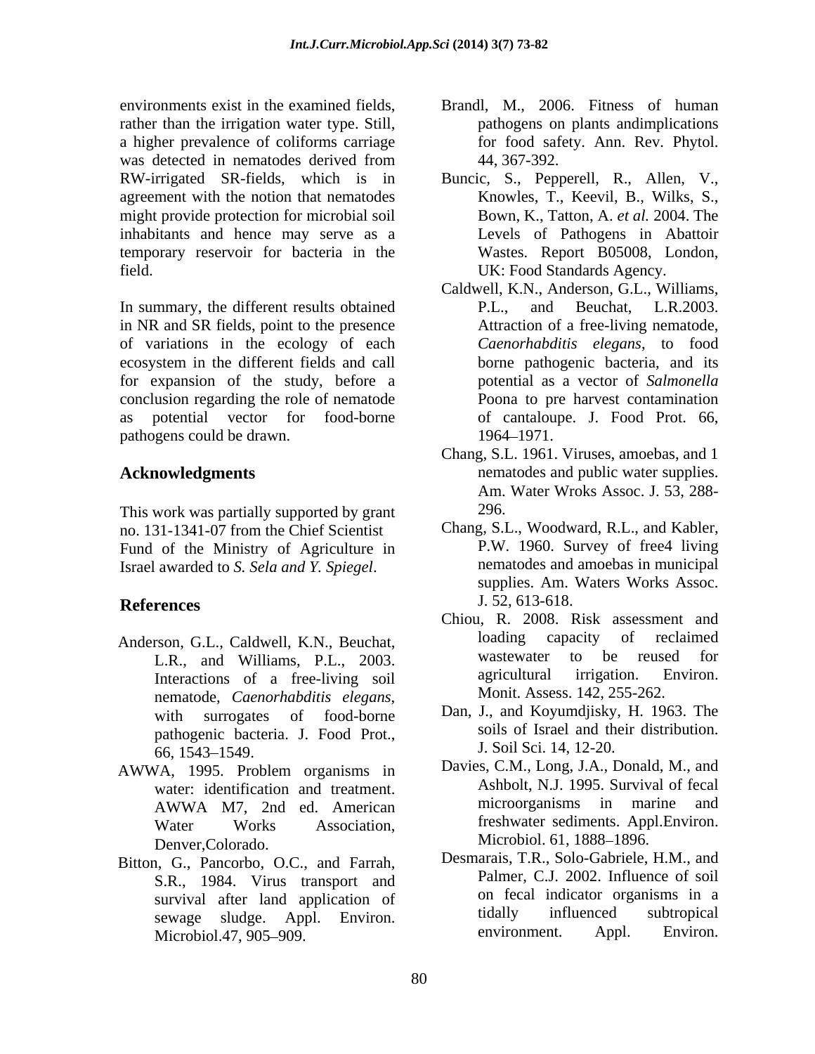environments exist in the examined fields, rather than the irrigation water type. Still, a higher prevalence of coliforms carriage was detected in nematodes derived from RW-irrigated SR-fields, which is in agreement with the notion that nematodes might provide protection for microbial soil inhabitants and hence may serve as a temporary reservoir for bacteria in the field.

In summary, the different results obtained in NR and SR fields, point to the presence of variations in the ecology of each ecosystem in the different fields and call for expansion of the study, before a conclusion regarding the role of nematode as potential vector for food-borne pathogens could be drawn.

## Acknowledgments

This work was partially supported by grant no. 131-1341-07 from the Chief Scientist Fund of the Ministry of Agriculture in Israel awarded to *S. Sela and Y. Spiegel*.

## References

Anderson, G.L., Caldwell, K.N., Beuchat, L.R., and Williams, P.L., 2003. Interactions of a free-living soil nematode, *Caenorhabditis elegans*, with surrogates of food-borne pathogenic bacteria. J. Food Prot., 66, 1543–1549.

AWWA, 1995. Problem organisms in water: identification and treatment. AWWA M7, 2nd ed. American Water Works Association, Denver,Colorado.

Bitton, G., Pancorbo, O.C., and Farrah, S.R., 1984. Virus transport and survival after land application of sewage sludge. Appl. Environ. Microbiol.47, 905–909.

Brandl, M., 2006. Fitness of human pathogens on plants andimplications for food safety. Ann. Rev. Phytol. 44, 367-392.

Buncic, S., Pepperell, R., Allen, V., Knowles, T., Keevil, B., Wilks, S., Bown, K., Tatton, A. *et al.* 2004. The Levels of Pathogens in Abattoir Wastes. Report B05008, London, UK: Food Standards Agency.

Caldwell, K.N., Anderson, G.L., Williams, P.L., and Beuchat, L.R.2003. Attraction of a free-living nematode, *Caenorhabditis elegans*, to food borne pathogenic bacteria, and its potential as a vector of *Salmonella* Poona to pre harvest contamination of cantaloupe. J. Food Prot. 66, 1964–1971.

Chang, S.L. 1961. Viruses, amoebas, and 1 nematodes and public water supplies. Am. Water Wroks Assoc. J. 53, 288-296.

Chang, S.L., Woodward, R.L., and Kabler, P.W. 1960. Survey of free4 living nematodes and amoebas in municipal supplies. Am. Waters Works Assoc. J. 52, 613-618.

Chiou, R. 2008. Risk assessment and loading capacity of reclaimed wastewater to be reused for agricultural irrigation. Environ. Monit. Assess. 142, 255-262.

Dan, J., and Koyumdjisky, H. 1963. The soils of Israel and their distribution. J. Soil Sci. 14, 12-20.

Davies, C.M., Long, J.A., Donald, M., and Ashbolt, N.J. 1995. Survival of fecal microorganisms in marine and freshwater sediments. Appl.Environ. Microbiol. 61, 1888–1896.

Desmarais, T.R., Solo-Gabriele, H.M., and Palmer, C.J. 2002. Influence of soil on fecal indicator organisms in a tidally influenced subtropical environment. Appl. Environ.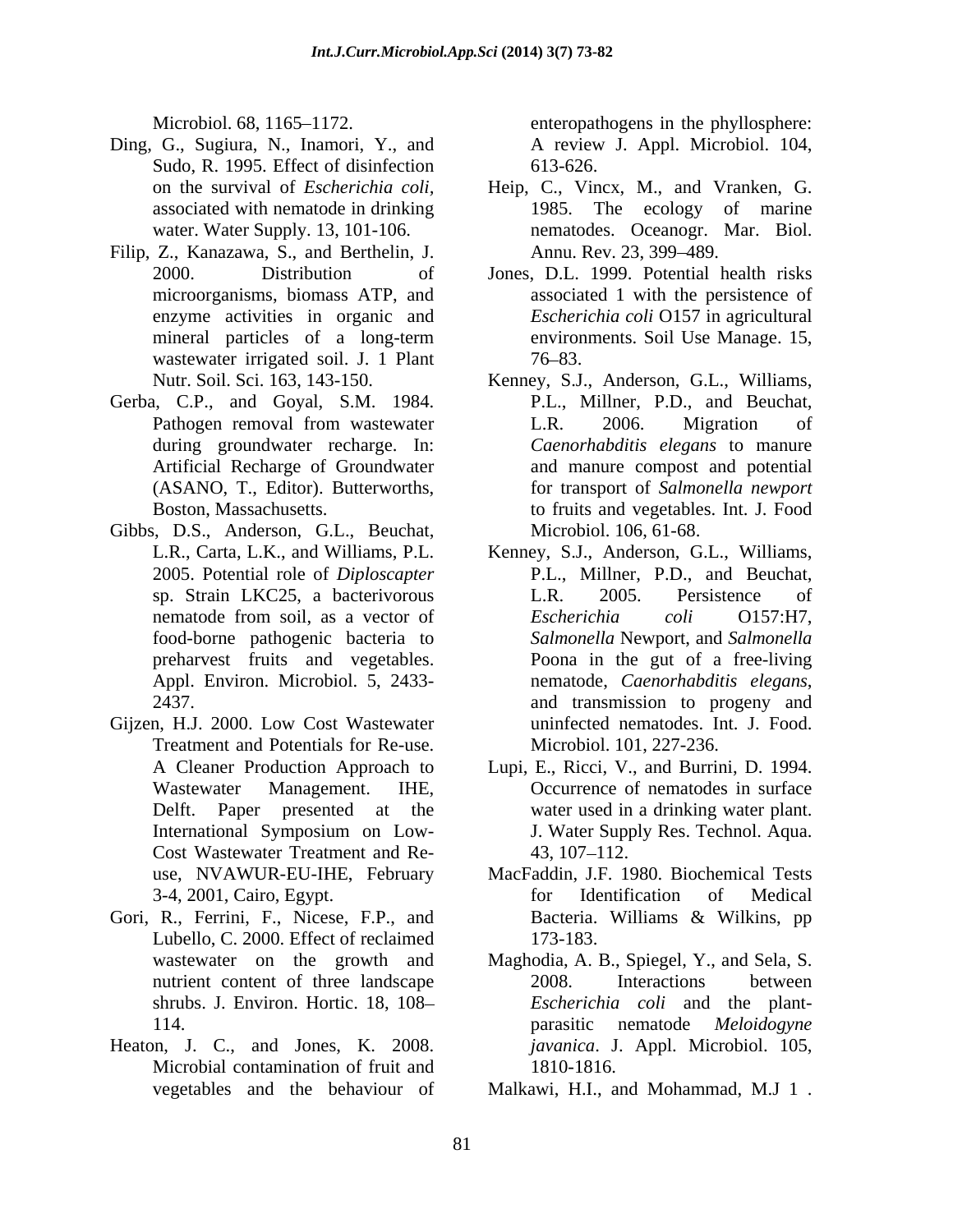Microbiol. 68, 1165–1172.

Ding, G., Sugiura, N., Inamori, Y., and Sudo, R. 1995. Effect of disinfection on the survival of *Escherichia coli,* associated with nematode in drinking water. Water Supply. 13, 101-106.

Filip, Z., Kanazawa, S., and Berthelin, J. 2000. Distribution of microorganisms, biomass ATP, and enzyme activities in organic and mineral particles of a long-term wastewater irrigated soil. J. 1 Plant Nutr. Soil. Sci. 163, 143-150.

Gerba, C.P., and Goyal, S.M. 1984. Pathogen removal from wastewater during groundwater recharge. In: Artificial Recharge of Groundwater (ASANO, T., Editor). Butterworths, Boston, Massachusetts.

Gibbs, D.S., Anderson, G.L., Beuchat, L.R., Carta, L.K., and Williams, P.L. 2005. Potential role of *Diploscapter* sp. Strain LKC25, a bacterivorous nematode from soil, as a vector of food-borne pathogenic bacteria to preharvest fruits and vegetables. Appl. Environ. Microbiol. 5, 2433-2437.

Gijzen, H.J. 2000. Low Cost Wastewater Treatment and Potentials for Re-use. A Cleaner Production Approach to Wastewater Management. IHE, Delft. Paper presented at the International Symposium on Low-Cost Wastewater Treatment and Re-use, NVAWUR-EU-IHE, February 3-4, 2001, Cairo, Egypt.

Gori, R., Ferrini, F., Nicese, F.P., and Lubello, C. 2000. Effect of reclaimed wastewater on the growth and nutrient content of three landscape shrubs. J. Environ. Hortic. 18, 108–114.

Heaton, J. C., and Jones, K. 2008. Microbial contamination of fruit and vegetables and the behaviour of enteropathogens in the phyllosphere: A review J. Appl. Microbiol. 104, 613-626.

Heip, C., Vincx, M., and Vranken, G. 1985. The ecology of marine nematodes. Oceanogr. Mar. Biol. Annu. Rev. 23, 399–489.

Jones, D.L. 1999. Potential health risks associated 1 with the persistence of *Escherichia coli* O157 in agricultural environments. Soil Use Manage. 15, 76–83.

Kenney, S.J., Anderson, G.L., Williams, P.L., Millner, P.D., and Beuchat, L.R. 2006. Migration of *Caenorhabditis elegans* to manure and manure compost and potential for transport of *Salmonella newport* to fruits and vegetables. Int. J. Food Microbiol. 106, 61-68.

Kenney, S.J., Anderson, G.L., Williams, P.L., Millner, P.D., and Beuchat, L.R. 2005. Persistence of *Escherichia coli* O157:H7, *Salmonella* Newport, and *Salmonella* Poona in the gut of a free-living nematode, *Caenorhabditis elegans*, and transmission to progeny and uninfected nematodes. Int. J. Food. Microbiol. 101, 227-236.

Lupi, E., Ricci, V., and Burrini, D. 1994. Occurrence of nematodes in surface water used in a drinking water plant. J. Water Supply Res. Technol. Aqua. 43, 107–112.

MacFaddin, J.F. 1980. Biochemical Tests for Identification of Medical Bacteria. Williams & Wilkins, pp 173-183.

Maghodia, A. B., Spiegel, Y., and Sela, S. 2008. Interactions between *Escherichia coli* and the plant-parasitic nematode *Meloidogyne javanica*. J. Appl. Microbiol. 105, 1810-1816.

Malkawi, H.I., and Mohammad, M.J 1 .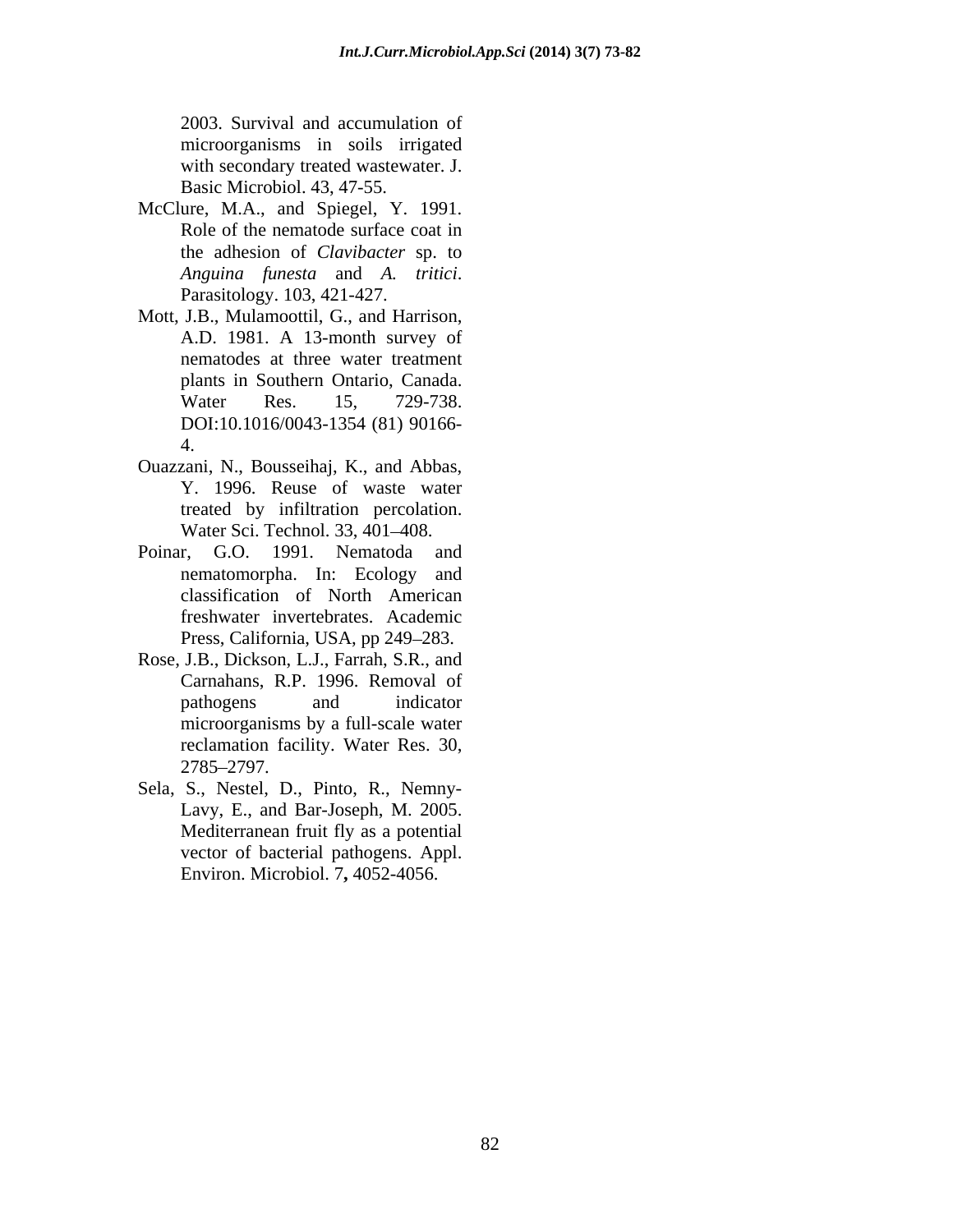2003. Survival and accumulation of microorganisms in soils irrigated with secondary treated wastewater. J. Basic Microbiol. 43, 47-55.

McClure, M.A., and Spiegel, Y. 1991. Role of the nematode surface coat in the adhesion of *Clavibacter* sp. to *Anguina funesta* and *A. tritici*. Parasitology. 103, 421-427.

Mott, J.B., Mulamoottil, G., and Harrison, A.D. 1981. A 13-month survey of nematodes at three water treatment plants in Southern Ontario, Canada. Water Res. 15, 729-738. DOI:10.1016/0043-1354 (81) 90166-4.

Ouazzani, N., Bousseihaj, K., and Abbas, Y. 1996. Reuse of waste water treated by infiltration percolation. Water Sci. Technol. 33, 401–408.

Poinar, G.O. 1991. Nematoda and nematomorpha. In: Ecology and classification of North American freshwater invertebrates. Academic Press, California, USA, pp 249–283.

Rose, J.B., Dickson, L.J., Farrah, S.R., and Carnahans, R.P. 1996. Removal of pathogens and indicator microorganisms by a full-scale water reclamation facility. Water Res. 30, 2785–2797.

Sela, S., Nestel, D., Pinto, R., Nemny-Lavy, E., and Bar-Joseph, M. 2005. Mediterranean fruit fly as a potential vector of bacterial pathogens. Appl. Environ. Microbiol. 7**,** 4052-4056.